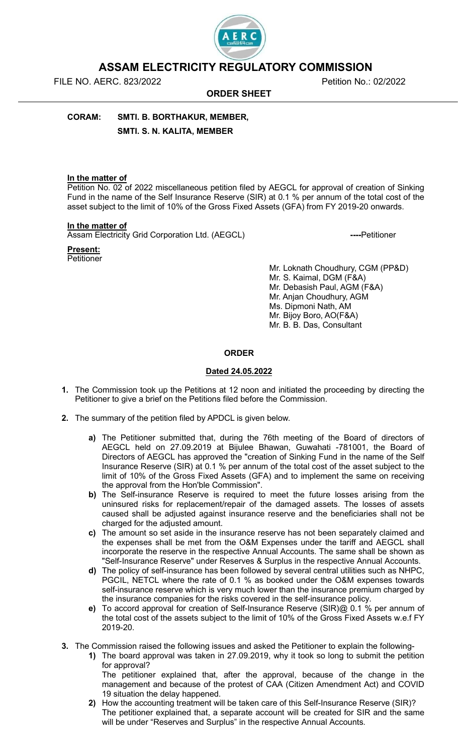# ASSAM ELECTRICITY REGULATORY COMMISSION

FILE NO. AERC. 823/2022 Petition No.: 02/2022

**ORDER SHEET**

**CORAM: SMTI. B. BORTHAKUR, MEMBER,**

**SMTI. S. N. KALITA, MEMBER**

**In the matter of**

Petition No. 02 of 2022 miscellaneous petition filed by AEGCL for approval of creation of Sinking Fund in the name of the Self Insurance Reserve (SIR) at 0.1 % per annum of the total cost of the asset subject to the limit of 10% of the Gross Fixed Assets (GFA) from FY 2019-20 onwards.

**In the matter of**

Assam Electricity Grid Corporation Ltd. (AEGCL) **----**Petitioner

**Present:**

Petitioner

Mr. Loknath Choudhury, CGM (PP&D)
Mr. S. Kaimal, DGM (F&A)
Mr. Debasish Paul, AGM (F&A)
Mr. Anjan Choudhury, AGM
Ms. Dipmoni Nath, AM
Mr. Bijoy Boro, AO(F&A)
Mr. B. B. Das, Consultant

**ORDER**

**Dated 24.05.2022**

1. The Commission took up the Petitions at 12 noon and initiated the proceeding by directing the Petitioner to give a brief on the Petitions filed before the Commission.

2. The summary of the petition filed by APDCL is given below.

   a) The Petitioner submitted that, during the 76th meeting of the Board of directors of AEGCL held on 27.09.2019 at Bijulee Bhawan, Guwahati -781001, the Board of Directors of AEGCL has approved the "creation of Sinking Fund in the name of the Self Insurance Reserve (SIR) at 0.1 % per annum of the total cost of the asset subject to the limit of 10% of the Gross Fixed Assets (GFA) and to implement the same on receiving the approval from the Hon'ble Commission".

   b) The Self-insurance Reserve is required to meet the future losses arising from the uninsured risks for replacement/repair of the damaged assets. The losses of assets caused shall be adjusted against insurance reserve and the beneficiaries shall not be charged for the adjusted amount.

   c) The amount so set aside in the insurance reserve has not been separately claimed and the expenses shall be met from the O&M Expenses under the tariff and AEGCL shall incorporate the reserve in the respective Annual Accounts. The same shall be shown as "Self-Insurance Reserve" under Reserves & Surplus in the respective Annual Accounts.

   d) The policy of self-insurance has been followed by several central utilities such as NHPC, PGCIL, NETCL where the rate of 0.1 % as booked under the O&M expenses towards self-insurance reserve which is very much lower than the insurance premium charged by the insurance companies for the risks covered in the self-insurance policy.

   e) To accord approval for creation of Self-Insurance Reserve (SIR)@ 0.1 % per annum of the total cost of the assets subject to the limit of 10% of the Gross Fixed Assets w.e.f FY 2019-20.

3. The Commission raised the following issues and asked the Petitioner to explain the following-

   1) The board approval was taken in 27.09.2019, why it took so long to submit the petition for approval?
      The petitioner explained that, after the approval, because of the change in the management and because of the protest of CAA (Citizen Amendment Act) and COVID 19 situation the delay happened.

   2) How the accounting treatment will be taken care of this Self-Insurance Reserve (SIR)?
      The petitioner explained that, a separate account will be created for SIR and the same will be under "Reserves and Surplus" in the respective Annual Accounts.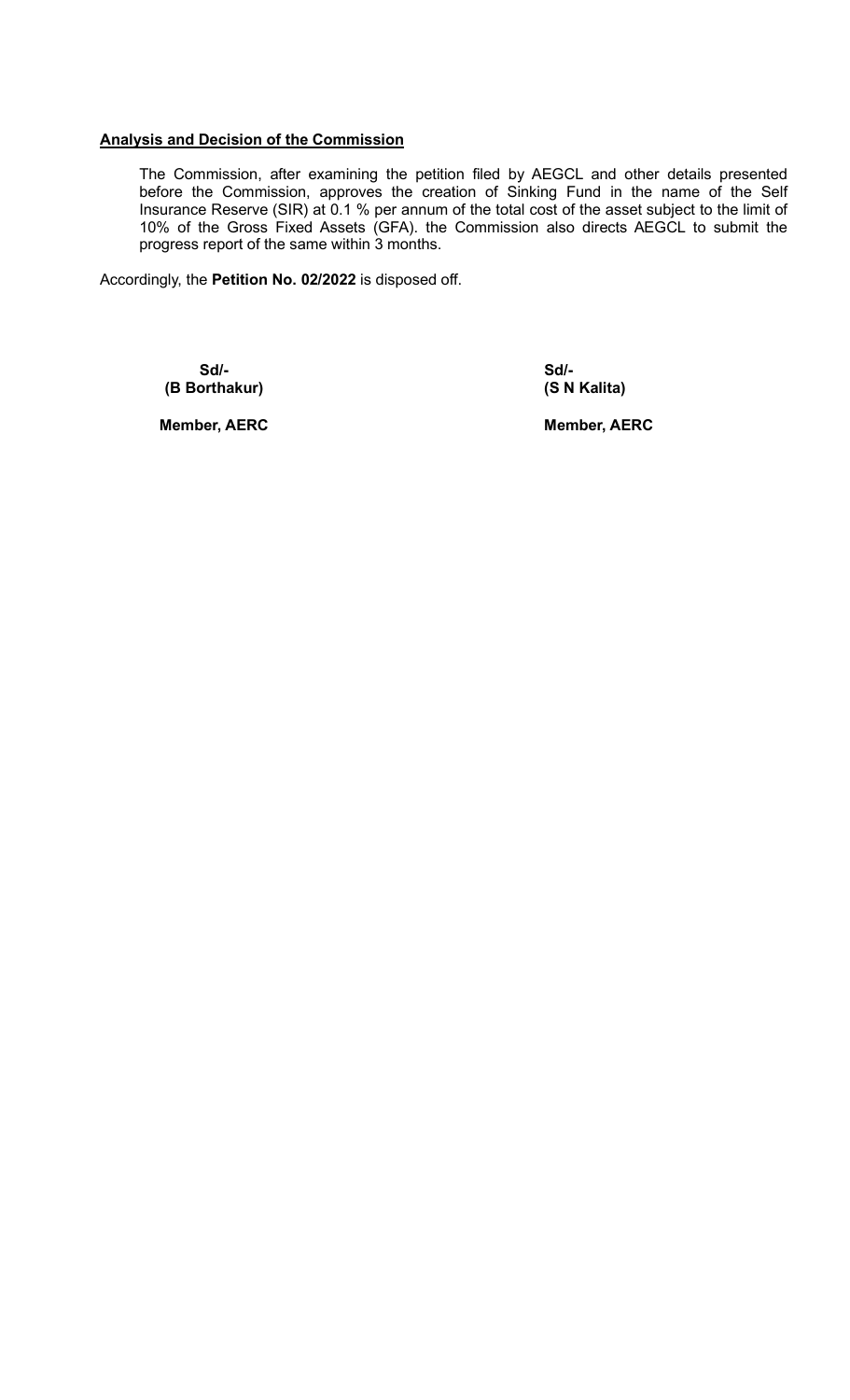**<u>Analysis and Decision of the Commission</u>**

The Commission, after examining the petition filed by AEGCL and other details presented before the Commission, approves the creation of Sinking Fund in the name of the Self Insurance Reserve (SIR) at 0.1 % per annum of the total cost of the asset subject to the limit of 10% of the Gross Fixed Assets (GFA). the Commission also directs AEGCL to submit the progress report of the same within 3 months.

Accordingly, the **Petition No. 02/2022** is disposed off.

| | |
|---|---|
| **Sd/-** | **Sd/-** |
| **(B Borthakur)** | **(S N Kalita)** |
| **Member, AERC** | **Member, AERC** |